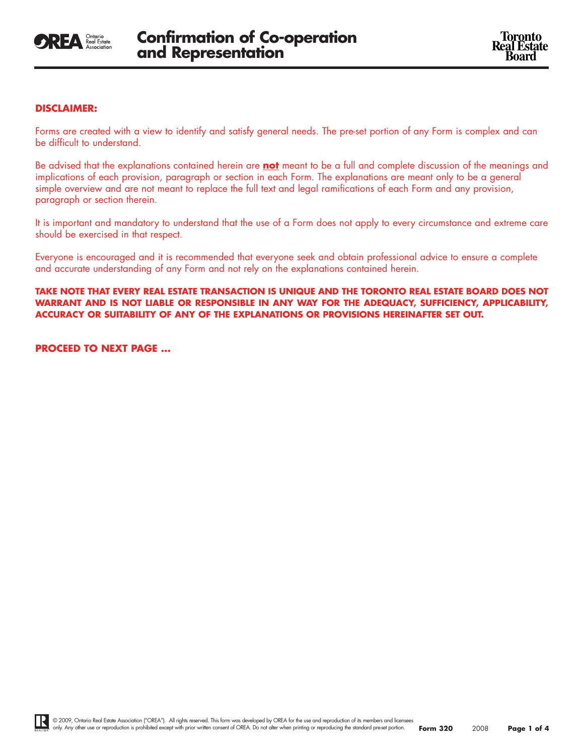# Confirmation of Co-operation and Representation

**DISCLAIMER:**

Forms are created with a view to identify and satisfy general needs. The pre-set portion of any Form is complex and can be difficult to understand.

Be advised that the explanations contained herein are **not** meant to be a full and complete discussion of the meanings and implications of each provision, paragraph or section in each Form. The explanations are meant only to be a general simple overview and are not meant to replace the full text and legal ramifications of each Form and any provision, paragraph or section therein.

It is important and mandatory to understand that the use of a Form does not apply to every circumstance and extreme care should be exercised in that respect.

Everyone is encouraged and it is recommended that everyone seek and obtain professional advice to ensure a complete and accurate understanding of any Form and not rely on the explanations contained herein.

**TAKE NOTE THAT EVERY REAL ESTATE TRANSACTION IS UNIQUE AND THE TORONTO REAL ESTATE BOARD DOES NOT WARRANT AND IS NOT LIABLE OR RESPONSIBLE IN ANY WAY FOR THE ADEQUACY, SUFFICIENCY, APPLICABILITY, ACCURACY OR SUITABILITY OF ANY OF THE EXPLANATIONS OR PROVISIONS HEREINAFTER SET OUT.**

**PROCEED TO NEXT PAGE ...**

© 2009, Ontario Real Estate Association ("OREA"). All rights reserved. This form was developed by OREA for the use and reproduction of its members and licensees only. Any other use or reproduction is prohibited except with prior written consent of OREA. Do not alter when printing or reproducing the standard pre-set portion.

**Form 320** 2008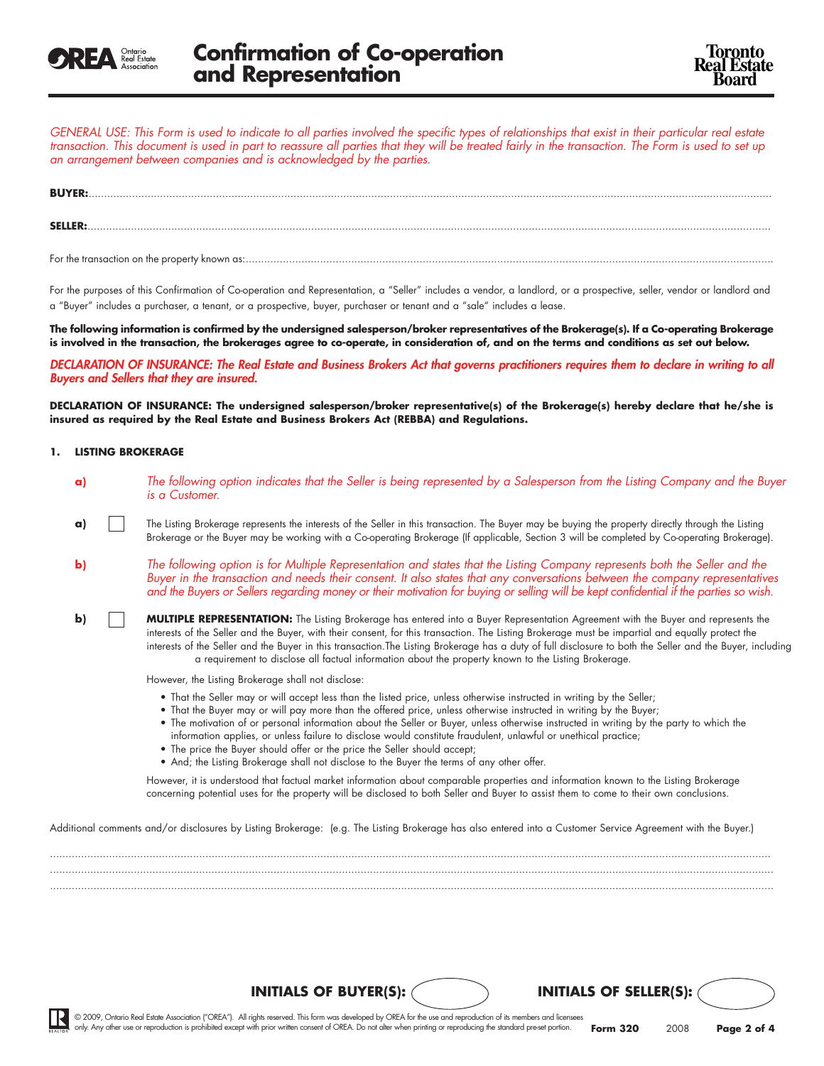# Confirmation of Co-operation and Representation

*GENERAL USE: This Form is used to indicate to all parties involved the specific types of relationships that exist in their particular real estate transaction. This document is used in part to reassure all parties that they will be treated fairly in the transaction. The Form is used to set up an arrangement between companies and is acknowledged by the parties.*

**BUYER:**..............................................................................................................................................

**SELLER:**..............................................................................................................................................

For the transaction on the property known as:..............................................................................................................................................

For the purposes of this Confirmation of Co-operation and Representation, a "Seller" includes a vendor, a landlord, or a prospective, seller, vendor or landlord and a "Buyer" includes a purchaser, a tenant, or a prospective, buyer, purchaser or tenant and a "sale" includes a lease.

**The following information is confirmed by the undersigned salesperson/broker representatives of the Brokerage(s). If a Co-operating Brokerage is involved in the transaction, the brokerages agree to co-operate, in consideration of, and on the terms and conditions as set out below.**

*DECLARATION OF INSURANCE: The Real Estate and Business Brokers Act that governs practitioners requires them to declare in writing to all Buyers and Sellers that they are insured.*

**DECLARATION OF INSURANCE: The undersigned salesperson/broker representative(s) of the Brokerage(s) hereby declare that he/she is insured as required by the Real Estate and Business Brokers Act (REBBA) and Regulations.**

## 1. LISTING BROKERAGE

**a)** *The following option indicates that the Seller is being represented by a Salesperson from the Listing Company and the Buyer is a Customer.*

**a)** ☐ The Listing Brokerage represents the interests of the Seller in this transaction. The Buyer may be buying the property directly through the Listing Brokerage or the Buyer may be working with a Co-operating Brokerage (If applicable, Section 3 will be completed by Co-operating Brokerage).

**b)** *The following option is for Multiple Representation and states that the Listing Company represents both the Seller and the Buyer in the transaction and needs their consent. It also states that any conversations between the company representatives and the Buyers or Sellers regarding money or their motivation for buying or selling will be kept confidential if the parties so wish.*

**b)** ☐ **MULTIPLE REPRESENTATION:** The Listing Brokerage has entered into a Buyer Representation Agreement with the Buyer and represents the interests of the Seller and the Buyer, with their consent, for this transaction. The Listing Brokerage must be impartial and equally protect the interests of the Seller and the Buyer in this transaction.The Listing Brokerage has a duty of full disclosure to both the Seller and the Buyer, including a requirement to disclose all factual information about the property known to the Listing Brokerage.

However, the Listing Brokerage shall not disclose:

- That the Seller may or will accept less than the listed price, unless otherwise instructed in writing by the Seller;
- That the Buyer may or will pay more than the offered price, unless otherwise instructed in writing by the Buyer;
- The motivation of or personal information about the Seller or Buyer, unless otherwise instructed in writing by the party to which the information applies, or unless failure to disclose would constitute fraudulent, unlawful or unethical practice;
- The price the Buyer should offer or the price the Seller should accept;
- And; the Listing Brokerage shall not disclose to the Buyer the terms of any other offer.

However, it is understood that factual market information about comparable properties and information known to the Listing Brokerage concerning potential uses for the property will be disclosed to both Seller and Buyer to assist them to come to their own conclusions.

Additional comments and/or disclosures by Listing Brokerage: (e.g. The Listing Brokerage has also entered into a Customer Service Agreement with the Buyer.)

..............................................................................................................................................
..............................................................................................................................................
..............................................................................................................................................

**INITIALS OF BUYER(S):** ◯ **INITIALS OF SELLER(S):** ◯

© 2009, Ontario Real Estate Association ("OREA"). All rights reserved. This form was developed by OREA for the use and reproduction of its members and licensees only. Any other use or reproduction is prohibited except with prior written consent of OREA. Do not alter when printing or reproducing the standard pre-set portion. **Form 320** 2008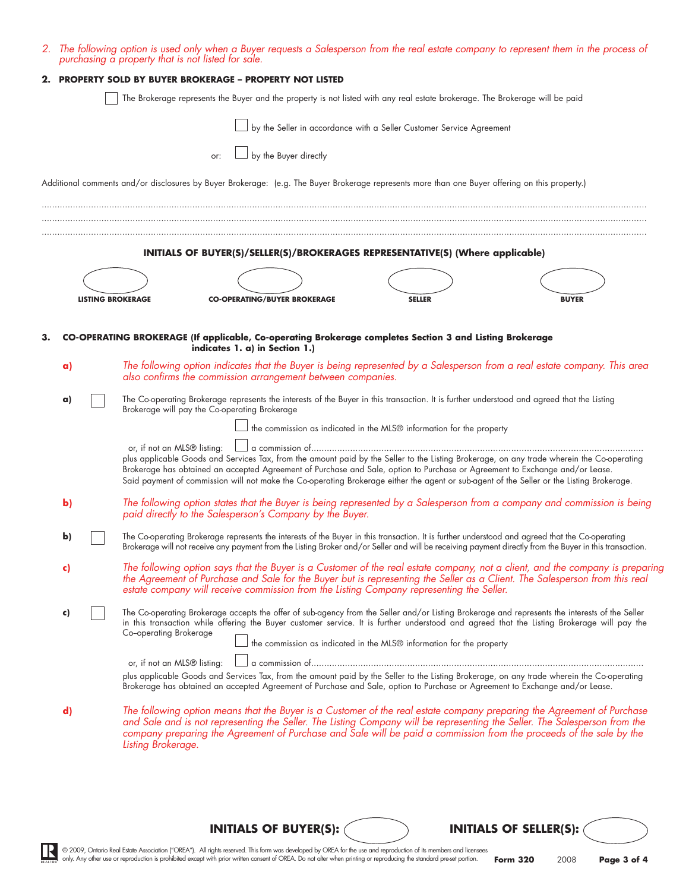*2. The following option is used only when a Buyer requests a Salesperson from the real estate company to represent them in the process of purchasing a property that is not listed for sale.*

**2. PROPERTY SOLD BY BUYER BROKERAGE – PROPERTY NOT LISTED**

☐ The Brokerage represents the Buyer and the property is not listed with any real estate brokerage. The Brokerage will be paid

☐ by the Seller in accordance with a Seller Customer Service Agreement

or: ☐ by the Buyer directly

Additional comments and/or disclosures by Buyer Brokerage: (e.g. The Buyer Brokerage represents more than one Buyer offering on this property.)

..........................................................................................................................................

..........................................................................................................................................

..........................................................................................................................................

**INITIALS OF BUYER(S)/SELLER(S)/BROKERAGES REPRESENTATIVE(S) (Where applicable)**

| LISTING BROKERAGE | CO-OPERATING/BUYER BROKERAGE | SELLER | BUYER |
|---|---|---|---|
| | | | |

**3. CO-OPERATING BROKERAGE (If applicable, Co-operating Brokerage completes Section 3 and Listing Brokerage indicates 1. a) in Section 1.)**

**a)** *The following option indicates that the Buyer is being represented by a Salesperson from a real estate company. This area also confirms the commission arrangement between companies.*

**a)** ☐ The Co-operating Brokerage represents the interests of the Buyer in this transaction. It is further understood and agreed that the Listing Brokerage will pay the Co-operating Brokerage

☐ the commission as indicated in the MLS® information for the property

or, if not an MLS® listing: ☐ a commission of..........................................................................................................................

plus applicable Goods and Services Tax, from the amount paid by the Seller to the Listing Brokerage, on any trade wherein the Co-operating Brokerage has obtained an accepted Agreement of Purchase and Sale, option to Purchase or Agreement to Exchange and/or Lease. Said payment of commission will not make the Co-operating Brokerage either the agent or sub-agent of the Seller or the Listing Brokerage.

**b)** *The following option states that the Buyer is being represented by a Salesperson from a company and commission is being paid directly to the Salesperson's Company by the Buyer.*

**b)** ☐ The Co-operating Brokerage represents the interests of the Buyer in this transaction. It is further understood and agreed that the Co-operating Brokerage will not receive any payment from the Listing Broker and/or Seller and will be receiving payment directly from the Buyer in this transaction.

**c)** *The following option says that the Buyer is a Customer of the real estate company, not a client, and the company is preparing the Agreement of Purchase and Sale for the Buyer but is representing the Seller as a Client. The Salesperson from this real estate company will receive commission from the Listing Company representing the Seller.*

**c)** ☐ The Co-operating Brokerage accepts the offer of sub-agency from the Seller and/or Listing Brokerage and represents the interests of the Seller in this transaction while offering the Buyer customer service. It is further understood and agreed that the Listing Brokerage will pay the Co–operating Brokerage

☐ the commission as indicated in the MLS® information for the property

or, if not an MLS® listing: ☐ a commission of..........................................................................................................................

plus applicable Goods and Services Tax, from the amount paid by the Seller to the Listing Brokerage, on any trade wherein the Co-operating Brokerage has obtained an accepted Agreement of Purchase and Sale, option to Purchase or Agreement to Exchange and/or Lease.

**d)** *The following option means that the Buyer is a Customer of the real estate company preparing the Agreement of Purchase and Sale and is not representing the Seller. The Listing Company will be representing the Seller. The Salesperson from the company preparing the Agreement of Purchase and Sale will be paid a commission from the proceeds of the sale by the Listing Brokerage.*

**INITIALS OF BUYER(S):** ________ **INITIALS OF SELLER(S):** ________

© 2009, Ontario Real Estate Association ("OREA"). All rights reserved. This form was developed by OREA for the use and reproduction of its members and licensees only. Any other use or reproduction is prohibited except with prior written consent of OREA. Do not alter when printing or reproducing the standard pre-set portion. **Form 320** 2008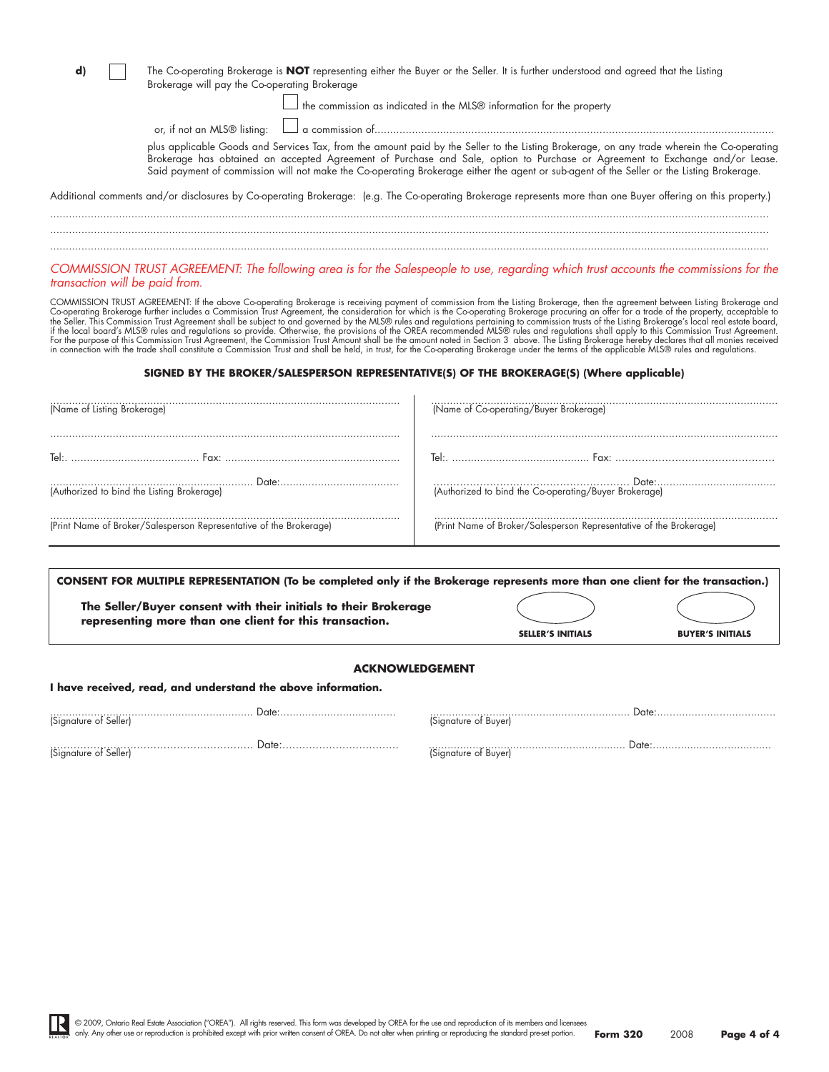**d)** ☐ The Co-operating Brokerage is **NOT** representing either the Buyer or the Seller. It is further understood and agreed that the Listing Brokerage will pay the Co-operating Brokerage

☐ the commission as indicated in the MLS® information for the property

or, if not an MLS® listing: ☐ a commission of..............................................................................................................................

plus applicable Goods and Services Tax, from the amount paid by the Seller to the Listing Brokerage, on any trade wherein the Co-operating Brokerage has obtained an accepted Agreement of Purchase and Sale, option to Purchase or Agreement to Exchange and/or Lease. Said payment of commission will not make the Co-operating Brokerage either the agent or sub-agent of the Seller or the Listing Brokerage.

Additional comments and/or disclosures by Co-operating Brokerage: (e.g. The Co-operating Brokerage represents more than one Buyer offering on this property.)

..............................................................................................................................................................................................

..............................................................................................................................................................................................

..............................................................................................................................................................................................

*COMMISSION TRUST AGREEMENT: The following area is for the Salespeople to use, regarding which trust accounts the commissions for the transaction will be paid from.*

COMMISSION TRUST AGREEMENT: If the above Co-operating Brokerage is receiving payment of commission from the Listing Brokerage, then the agreement between Listing Brokerage and Co-operating Brokerage further includes a Commission Trust Agreement, the consideration for which is the Co-operating Brokerage procuring an offer for a trade of the property, acceptable to the Seller. This Commission Trust Agreement shall be subject to and governed by the MLS® rules and regulations pertaining to commission trusts of the Listing Brokerage's local real estate board, if the local board's MLS® rules and regulations so provide. Otherwise, the provisions of the OREA recommended MLS® rules and regulations shall apply to this Commission Trust Agreement. For the purpose of this Commission Trust Agreement, the Commission Trust Amount shall be the amount noted in Section 3 above. The Listing Brokerage hereby declares that all monies received in connection with the trade shall constitute a Commission Trust and shall be held, in trust, for the Co-operating Brokerage under the terms of the applicable MLS® rules and regulations.

**SIGNED BY THE BROKER/SALESPERSON REPRESENTATIVE(S) OF THE BROKERAGE(S) (Where applicable)**

| | |
|---|---|
| (Name of Listing Brokerage) | (Name of Co-operating/Buyer Brokerage) |
| ........................................ | ........................................ |
| Tel:. .................... Fax: .................... | Tel:. .................... Fax: .................... |
| (Authorized to bind the Listing Brokerage) Date:.................... | (Authorized to bind the Co-operating/Buyer Brokerage) Date:.................... |
| (Print Name of Broker/Salesperson Representative of the Brokerage) | (Print Name of Broker/Salesperson Representative of the Brokerage) |

**CONSENT FOR MULTIPLE REPRESENTATION (To be completed only if the Brokerage represents more than one client for the transaction.)**

**The Seller/Buyer consent with their initials to their Brokerage representing more than one client for this transaction.**

**SELLER'S INITIALS** ◯ **BUYER'S INITIALS** ◯

**ACKNOWLEDGEMENT**

**I have received, read, and understand the above information.**

| | |
|---|---|
| (Signature of Seller) Date:.................... | (Signature of Buyer) Date:.................... |
| (Signature of Seller) Date:.................... | (Signature of Buyer) Date:.................... |

© 2009, Ontario Real Estate Association ("OREA"). All rights reserved. This form was developed by OREA for the use and reproduction of its members and licensees only. Any other use or reproduction is prohibited except with prior written consent of OREA. Do not alter when printing or reproducing the standard pre-set portion. **Form 320** 2008